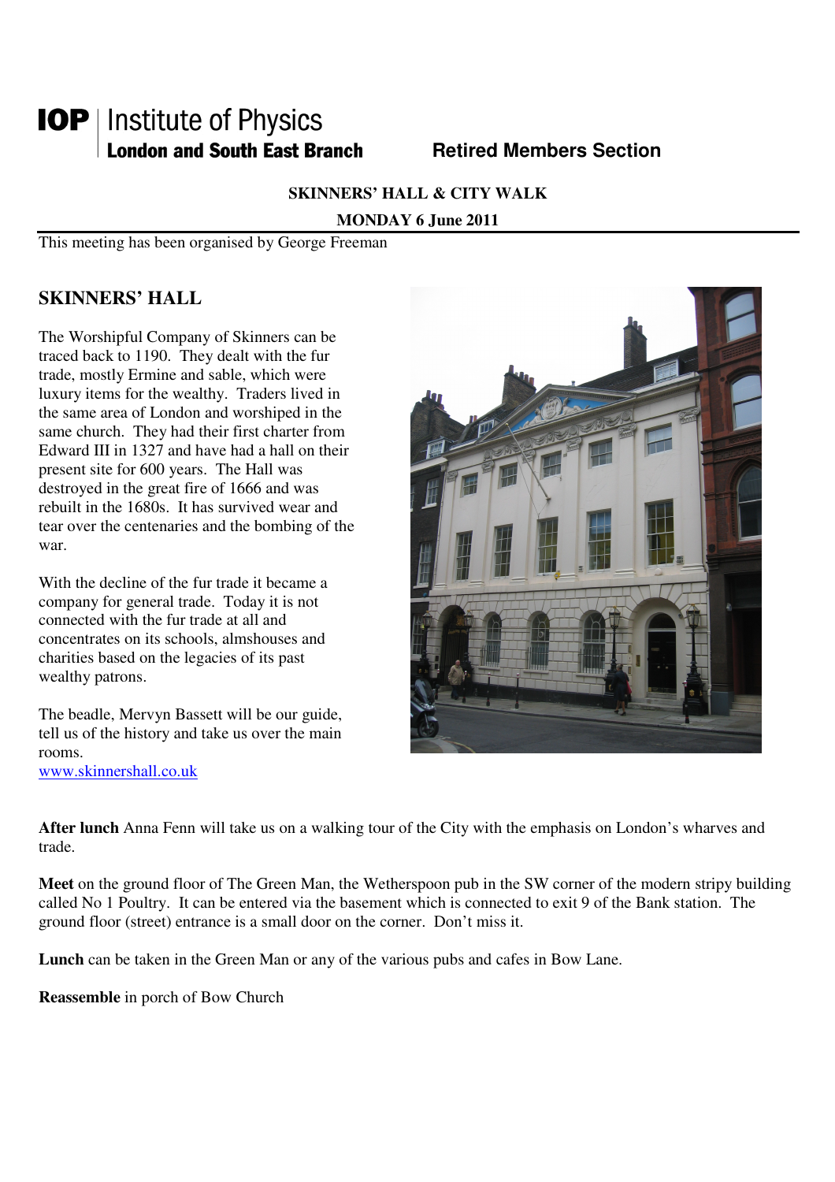**IOP** | Institute of Physics
**London and South East Branch** **Retired Members Section**

**SKINNERS' HALL & CITY WALK**

**MONDAY 6 June 2011**

This meeting has been organised by George Freeman

## SKINNERS' HALL

The Worshipful Company of Skinners can be traced back to 1190. They dealt with the fur trade, mostly Ermine and sable, which were luxury items for the wealthy. Traders lived in the same area of London and worshiped in the same church. They had their first charter from Edward III in 1327 and have had a hall on their present site for 600 years. The Hall was destroyed in the great fire of 1666 and was rebuilt in the 1680s. It has survived wear and tear over the centenaries and the bombing of the war.

With the decline of the fur trade it became a company for general trade. Today it is not connected with the fur trade at all and concentrates on its schools, almshouses and charities based on the legacies of its past wealthy patrons.

The beadle, Mervyn Bassett will be our guide, tell us of the history and take us over the main rooms.
www.skinnershall.co.uk

**After lunch** Anna Fenn will take us on a walking tour of the City with the emphasis on London's wharves and trade.

**Meet** on the ground floor of The Green Man, the Wetherspoon pub in the SW corner of the modern stripy building called No 1 Poultry. It can be entered via the basement which is connected to exit 9 of the Bank station. The ground floor (street) entrance is a small door on the corner. Don't miss it.

**Lunch** can be taken in the Green Man or any of the various pubs and cafes in Bow Lane.

**Reassemble** in porch of Bow Church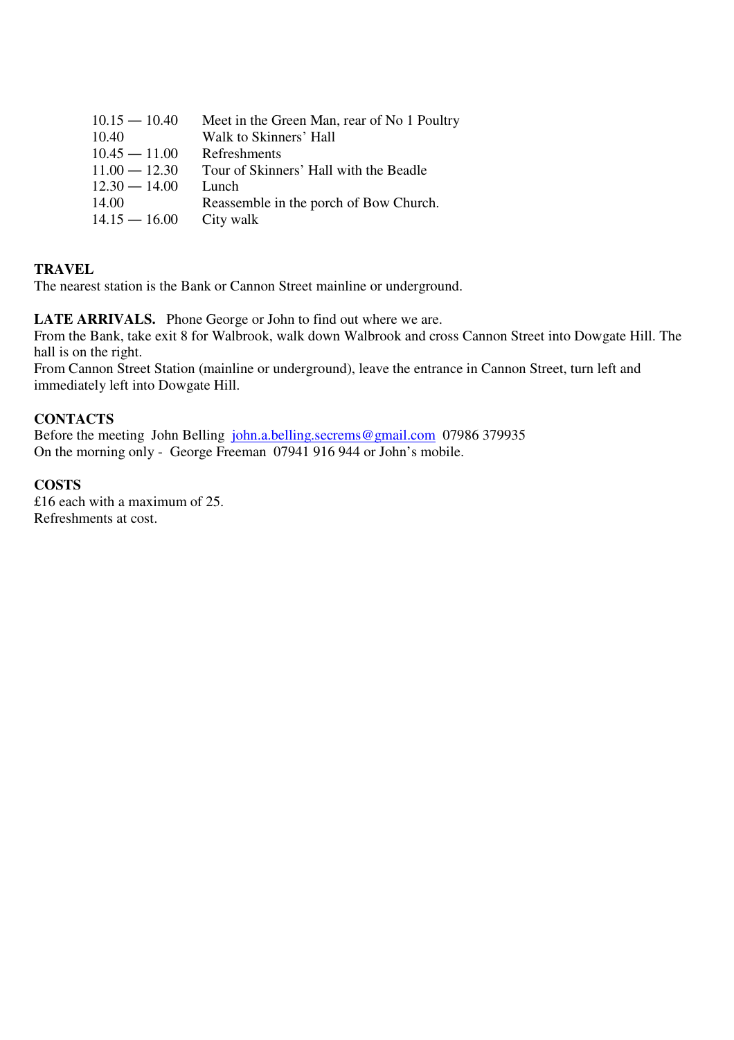| | |
|---|---|
| 10.15 — 10.40 | Meet in the Green Man, rear of No 1 Poultry |
| 10.40 | Walk to Skinners' Hall |
| 10.45 — 11.00 | Refreshments |
| 11.00 — 12.30 | Tour of Skinners' Hall with the Beadle |
| 12.30 — 14.00 | Lunch |
| 14.00 | Reassemble in the porch of Bow Church. |
| 14.15 — 16.00 | City walk |

**TRAVEL**
The nearest station is the Bank or Cannon Street mainline or underground.

**LATE ARRIVALS.** Phone George or John to find out where we are.
From the Bank, take exit 8 for Walbrook, walk down Walbrook and cross Cannon Street into Dowgate Hill. The hall is on the right.
From Cannon Street Station (mainline or underground), leave the entrance in Cannon Street, turn left and immediately left into Dowgate Hill.

**CONTACTS**
Before the meeting John Belling john.a.belling.secrems@gmail.com 07986 379935
On the morning only - George Freeman 07941 916 944 or John's mobile.

**COSTS**
£16 each with a maximum of 25.
Refreshments at cost.